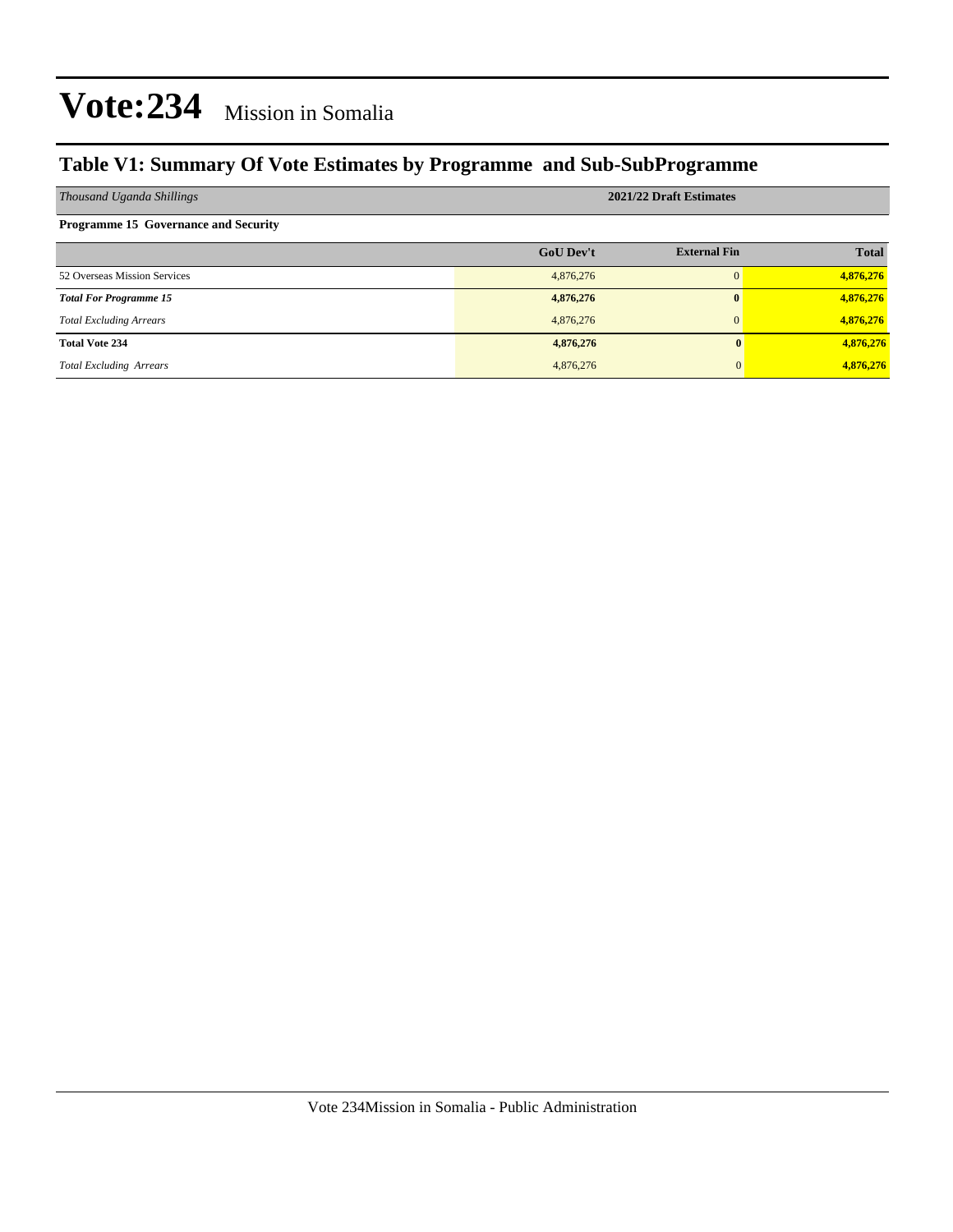# Vote:234 Mission in Somalia

## Table V1: Summary Of Vote Estimates by Programme and Sub-SubProgramme

| *Thousand Uganda Shillings* | 2021/22 Draft Estimates | | |
|---|---|---|---|
| **Programme 15 Governance and Security** | | | |
| | **GoU Dev't** | **External Fin** | **Total** |
| 52 Overseas Mission Services | 4,876,276 | 0 | **4,876,276** |
| ***Total For Programme 15*** | **4,876,276** | **0** | **4,876,276** |
| *Total Excluding Arrears* | 4,876,276 | 0 | **4,876,276** |
| **Total Vote 234** | **4,876,276** | **0** | **4,876,276** |
| *Total Excluding Arrears* | 4,876,276 | 0 | **4,876,276** |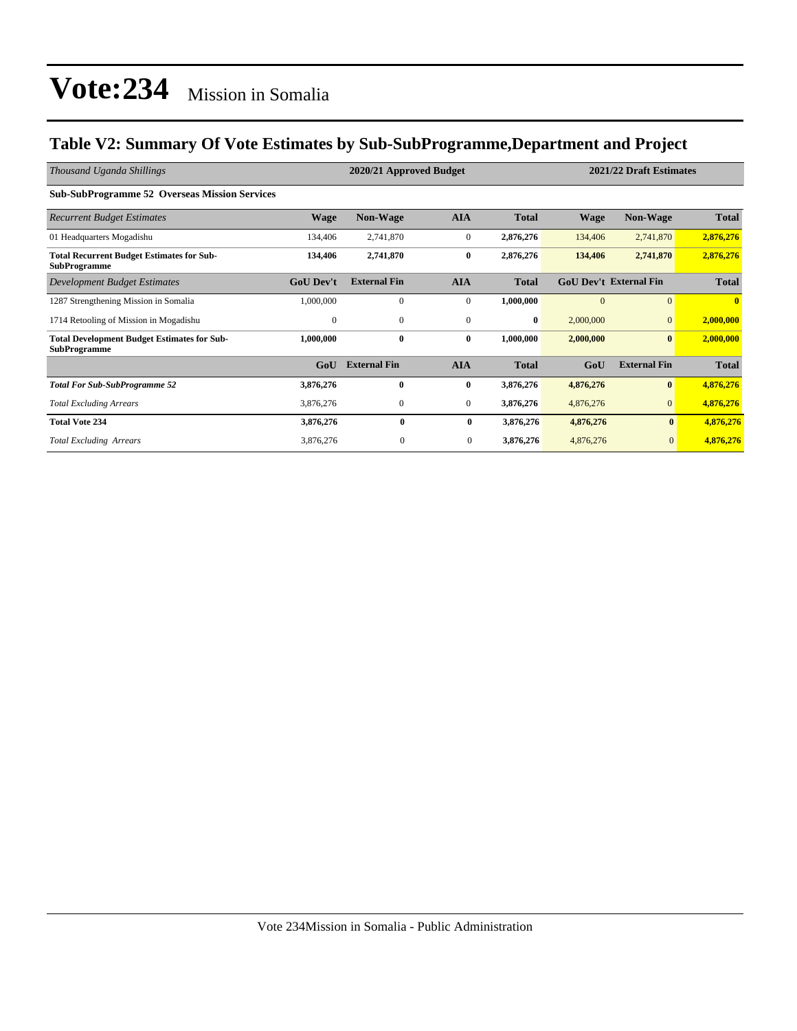# Vote:234 Mission in Somalia

## Table V2: Summary Of Vote Estimates by Sub-SubProgramme,Department and Project

| *Thousand Uganda Shillings* | 2020/21 Approved Budget | | | | 2021/22 Draft Estimates | | |
|---|---|---|---|---|---|---|---|
| **Sub-SubProgramme 52 Overseas Mission Services** | | | | | | | |
| *Recurrent Budget Estimates* | **Wage** | **Non-Wage** | **AIA** | **Total** | **Wage** | **Non-Wage** | **Total** |
| 01 Headquarters Mogadishu | 134,406 | 2,741,870 | 0 | **2,876,276** | 134,406 | 2,741,870 | **2,876,276** |
| **Total Recurrent Budget Estimates for Sub-SubProgramme** | **134,406** | **2,741,870** | **0** | **2,876,276** | **134,406** | **2,741,870** | **2,876,276** |
| *Development Budget Estimates* | **GoU Dev't** | **External Fin** | **AIA** | **Total** | **GoU Dev't** | **External Fin** | **Total** |
| 1287 Strengthening Mission in Somalia | 1,000,000 | 0 | 0 | **1,000,000** | 0 | 0 | **0** |
| 1714 Retooling of Mission in Mogadishu | 0 | 0 | 0 | **0** | 2,000,000 | 0 | **2,000,000** |
| **Total Development Budget Estimates for Sub-SubProgramme** | **1,000,000** | **0** | **0** | **1,000,000** | **2,000,000** | **0** | **2,000,000** |
| | **GoU** | **External Fin** | **AIA** | **Total** | **GoU** | **External Fin** | **Total** |
| ***Total For Sub-SubProgramme 52*** | **3,876,276** | **0** | **0** | **3,876,276** | **4,876,276** | **0** | **4,876,276** |
| *Total Excluding Arrears* | 3,876,276 | 0 | 0 | **3,876,276** | 4,876,276 | 0 | **4,876,276** |
| **Total Vote 234** | **3,876,276** | **0** | **0** | **3,876,276** | **4,876,276** | **0** | **4,876,276** |
| *Total Excluding Arrears* | 3,876,276 | 0 | 0 | **3,876,276** | 4,876,276 | 0 | **4,876,276** |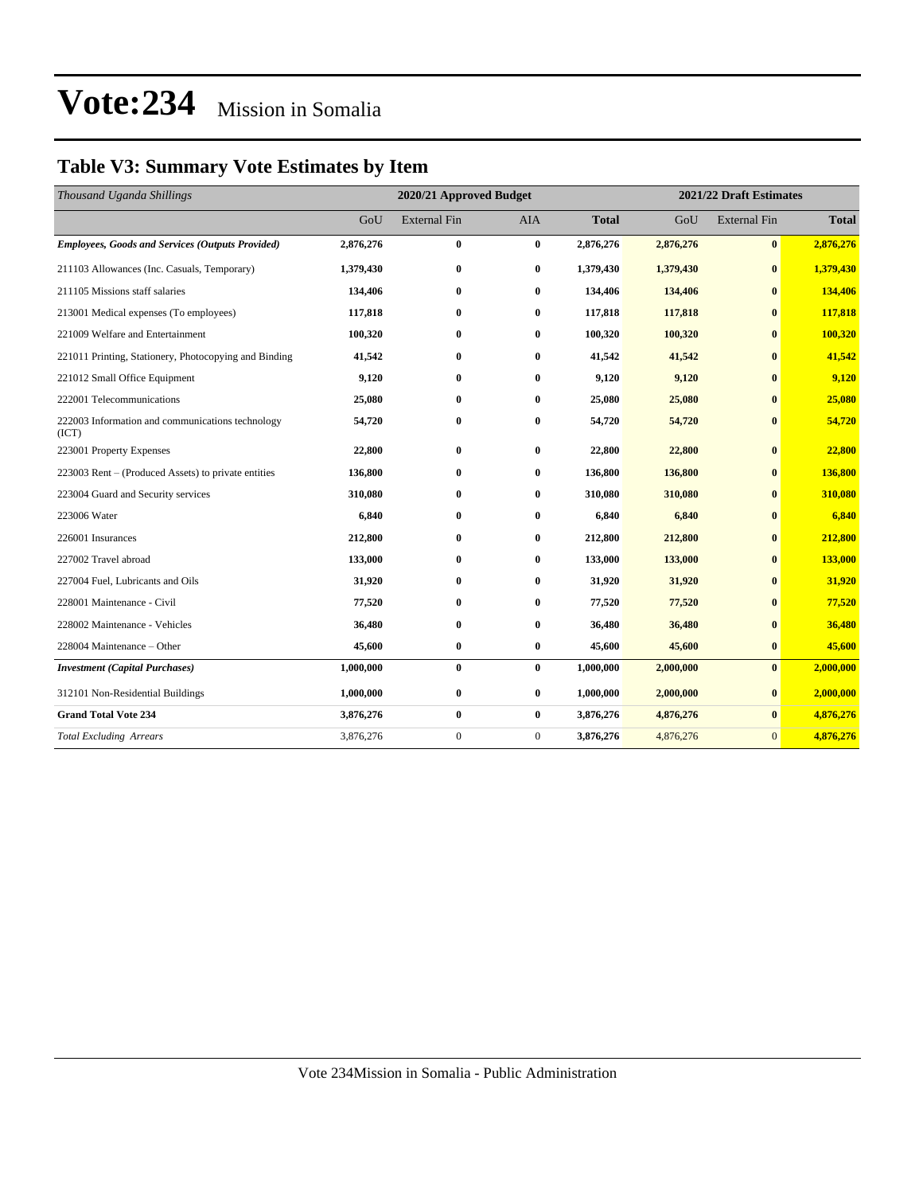# Vote:234 Mission in Somalia

## Table V3: Summary Vote Estimates by Item

| *Thousand Uganda Shillings* | 2020/21 Approved Budget | | | | 2021/22 Draft Estimates | | |
|---|---|---|---|---|---|---|---|
| | GoU | External Fin | AIA | **Total** | GoU | External Fin | **Total** |
| ***Employees, Goods and Services (Outputs Provided)*** | **2,876,276** | **0** | **0** | **2,876,276** | **2,876,276** | **0** | **2,876,276** |
| 211103 Allowances (Inc. Casuals, Temporary) | **1,379,430** | **0** | **0** | **1,379,430** | **1,379,430** | **0** | **1,379,430** |
| 211105 Missions staff salaries | **134,406** | **0** | **0** | **134,406** | **134,406** | **0** | **134,406** |
| 213001 Medical expenses (To employees) | **117,818** | **0** | **0** | **117,818** | **117,818** | **0** | **117,818** |
| 221009 Welfare and Entertainment | **100,320** | **0** | **0** | **100,320** | **100,320** | **0** | **100,320** |
| 221011 Printing, Stationery, Photocopying and Binding | **41,542** | **0** | **0** | **41,542** | **41,542** | **0** | **41,542** |
| 221012 Small Office Equipment | **9,120** | **0** | **0** | **9,120** | **9,120** | **0** | **9,120** |
| 222001 Telecommunications | **25,080** | **0** | **0** | **25,080** | **25,080** | **0** | **25,080** |
| 222003 Information and communications technology (ICT) | **54,720** | **0** | **0** | **54,720** | **54,720** | **0** | **54,720** |
| 223001 Property Expenses | **22,800** | **0** | **0** | **22,800** | **22,800** | **0** | **22,800** |
| 223003 Rent – (Produced Assets) to private entities | **136,800** | **0** | **0** | **136,800** | **136,800** | **0** | **136,800** |
| 223004 Guard and Security services | **310,080** | **0** | **0** | **310,080** | **310,080** | **0** | **310,080** |
| 223006 Water | **6,840** | **0** | **0** | **6,840** | **6,840** | **0** | **6,840** |
| 226001 Insurances | **212,800** | **0** | **0** | **212,800** | **212,800** | **0** | **212,800** |
| 227002 Travel abroad | **133,000** | **0** | **0** | **133,000** | **133,000** | **0** | **133,000** |
| 227004 Fuel, Lubricants and Oils | **31,920** | **0** | **0** | **31,920** | **31,920** | **0** | **31,920** |
| 228001 Maintenance - Civil | **77,520** | **0** | **0** | **77,520** | **77,520** | **0** | **77,520** |
| 228002 Maintenance - Vehicles | **36,480** | **0** | **0** | **36,480** | **36,480** | **0** | **36,480** |
| 228004 Maintenance – Other | **45,600** | **0** | **0** | **45,600** | **45,600** | **0** | **45,600** |
| ***Investment (Capital Purchases)*** | **1,000,000** | **0** | **0** | **1,000,000** | **2,000,000** | **0** | **2,000,000** |
| 312101 Non-Residential Buildings | **1,000,000** | **0** | **0** | **1,000,000** | **2,000,000** | **0** | **2,000,000** |
| **Grand Total Vote 234** | **3,876,276** | **0** | **0** | **3,876,276** | **4,876,276** | **0** | **4,876,276** |
| *Total Excluding Arrears* | 3,876,276 | 0 | 0 | **3,876,276** | 4,876,276 | 0 | **4,876,276** |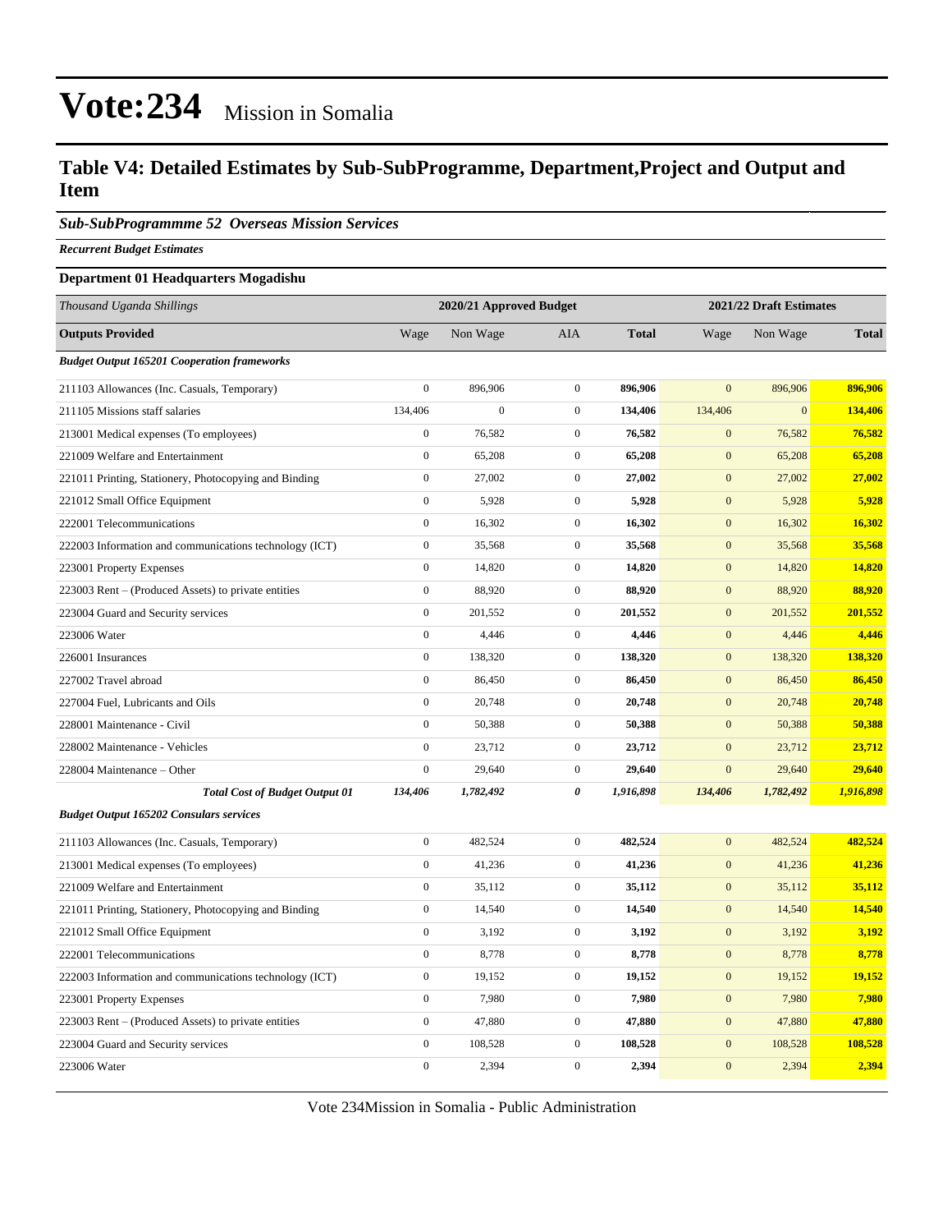# Vote:234 Mission in Somalia

## Table V4: Detailed Estimates by Sub-SubProgramme, Department,Project and Output and Item

### *Sub-SubProgrammme 52 Overseas Mission Services*

***Recurrent Budget Estimates***

**Department 01 Headquarters Mogadishu**

| *Thousand Uganda Shillings* | 2020/21 Approved Budget | | | | 2021/22 Draft Estimates | | |
|---|---|---|---|---|---|---|---|
| **Outputs Provided** | Wage | Non Wage | AIA | **Total** | Wage | Non Wage | **Total** |
| ***Budget Output 165201 Cooperation frameworks*** | | | | | | | |
| 211103 Allowances (Inc. Casuals, Temporary) | 0 | 896,906 | 0 | **896,906** | 0 | 896,906 | **896,906** |
| 211105 Missions staff salaries | 134,406 | 0 | 0 | **134,406** | 134,406 | 0 | **134,406** |
| 213001 Medical expenses (To employees) | 0 | 76,582 | 0 | **76,582** | 0 | 76,582 | **76,582** |
| 221009 Welfare and Entertainment | 0 | 65,208 | 0 | **65,208** | 0 | 65,208 | **65,208** |
| 221011 Printing, Stationery, Photocopying and Binding | 0 | 27,002 | 0 | **27,002** | 0 | 27,002 | **27,002** |
| 221012 Small Office Equipment | 0 | 5,928 | 0 | **5,928** | 0 | 5,928 | **5,928** |
| 222001 Telecommunications | 0 | 16,302 | 0 | **16,302** | 0 | 16,302 | **16,302** |
| 222003 Information and communications technology (ICT) | 0 | 35,568 | 0 | **35,568** | 0 | 35,568 | **35,568** |
| 223001 Property Expenses | 0 | 14,820 | 0 | **14,820** | 0 | 14,820 | **14,820** |
| 223003 Rent – (Produced Assets) to private entities | 0 | 88,920 | 0 | **88,920** | 0 | 88,920 | **88,920** |
| 223004 Guard and Security services | 0 | 201,552 | 0 | **201,552** | 0 | 201,552 | **201,552** |
| 223006 Water | 0 | 4,446 | 0 | **4,446** | 0 | 4,446 | **4,446** |
| 226001 Insurances | 0 | 138,320 | 0 | **138,320** | 0 | 138,320 | **138,320** |
| 227002 Travel abroad | 0 | 86,450 | 0 | **86,450** | 0 | 86,450 | **86,450** |
| 227004 Fuel, Lubricants and Oils | 0 | 20,748 | 0 | **20,748** | 0 | 20,748 | **20,748** |
| 228001 Maintenance - Civil | 0 | 50,388 | 0 | **50,388** | 0 | 50,388 | **50,388** |
| 228002 Maintenance - Vehicles | 0 | 23,712 | 0 | **23,712** | 0 | 23,712 | **23,712** |
| 228004 Maintenance – Other | 0 | 29,640 | 0 | **29,640** | 0 | 29,640 | **29,640** |
| ***Total Cost of Budget Output 01*** | ***134,406*** | ***1,782,492*** | ***0*** | ***1,916,898*** | ***134,406*** | ***1,782,492*** | ***1,916,898*** |
| ***Budget Output 165202 Consulars services*** | | | | | | | |
| 211103 Allowances (Inc. Casuals, Temporary) | 0 | 482,524 | 0 | **482,524** | 0 | 482,524 | **482,524** |
| 213001 Medical expenses (To employees) | 0 | 41,236 | 0 | **41,236** | 0 | 41,236 | **41,236** |
| 221009 Welfare and Entertainment | 0 | 35,112 | 0 | **35,112** | 0 | 35,112 | **35,112** |
| 221011 Printing, Stationery, Photocopying and Binding | 0 | 14,540 | 0 | **14,540** | 0 | 14,540 | **14,540** |
| 221012 Small Office Equipment | 0 | 3,192 | 0 | **3,192** | 0 | 3,192 | **3,192** |
| 222001 Telecommunications | 0 | 8,778 | 0 | **8,778** | 0 | 8,778 | **8,778** |
| 222003 Information and communications technology (ICT) | 0 | 19,152 | 0 | **19,152** | 0 | 19,152 | **19,152** |
| 223001 Property Expenses | 0 | 7,980 | 0 | **7,980** | 0 | 7,980 | **7,980** |
| 223003 Rent – (Produced Assets) to private entities | 0 | 47,880 | 0 | **47,880** | 0 | 47,880 | **47,880** |
| 223004 Guard and Security services | 0 | 108,528 | 0 | **108,528** | 0 | 108,528 | **108,528** |
| 223006 Water | 0 | 2,394 | 0 | **2,394** | 0 | 2,394 | **2,394** |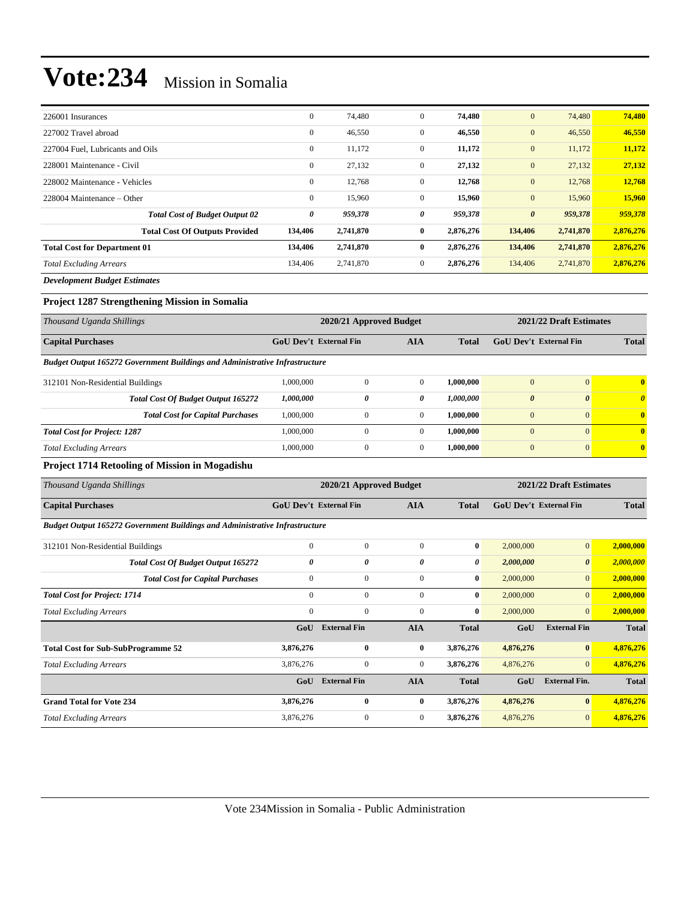# Vote:234 Mission in Somalia

| | | | | | | | |
|---|---|---|---|---|---|---|---|
| 226001 Insurances | 0 | 74,480 | 0 | **74,480** | 0 | 74,480 | **74,480** |
| 227002 Travel abroad | 0 | 46,550 | 0 | **46,550** | 0 | 46,550 | **46,550** |
| 227004 Fuel, Lubricants and Oils | 0 | 11,172 | 0 | **11,172** | 0 | 11,172 | **11,172** |
| 228001 Maintenance - Civil | 0 | 27,132 | 0 | **27,132** | 0 | 27,132 | **27,132** |
| 228002 Maintenance - Vehicles | 0 | 12,768 | 0 | **12,768** | 0 | 12,768 | **12,768** |
| 228004 Maintenance – Other | 0 | 15,960 | 0 | **15,960** | 0 | 15,960 | **15,960** |
| ***Total Cost of Budget Output 02*** | ***0*** | ***959,378*** | ***0*** | ***959,378*** | ***0*** | ***959,378*** | ***959,378*** |
| **Total Cost Of Outputs Provided** | **134,406** | **2,741,870** | **0** | **2,876,276** | **134,406** | **2,741,870** | **2,876,276** |
| **Total Cost for Department 01** | **134,406** | **2,741,870** | **0** | **2,876,276** | **134,406** | **2,741,870** | **2,876,276** |
| *Total Excluding Arrears* | 134,406 | 2,741,870 | 0 | **2,876,276** | 134,406 | 2,741,870 | **2,876,276** |

***Development Budget Estimates***

**Project 1287 Strengthening Mission in Somalia**

| *Thousand Uganda Shillings* | 2020/21 Approved Budget | | | | 2021/22 Draft Estimates | | |
|---|---|---|---|---|---|---|---|
| **Capital Purchases** | **GoU Dev't** | **External Fin** | **AIA** | **Total** | **GoU Dev't** | **External Fin** | **Total** |
| ***Budget Output 165272 Government Buildings and Administrative Infrastructure*** | | | | | | | |
| 312101 Non-Residential Buildings | 1,000,000 | 0 | 0 | **1,000,000** | 0 | 0 | **0** |
| ***Total Cost Of Budget Output 165272*** | ***1,000,000*** | ***0*** | ***0*** | ***1,000,000*** | ***0*** | ***0*** | ***0*** |
| ***Total Cost for Capital Purchases*** | 1,000,000 | 0 | 0 | **1,000,000** | 0 | 0 | **0** |
| ***Total Cost for Project: 1287*** | 1,000,000 | 0 | 0 | **1,000,000** | 0 | 0 | **0** |
| *Total Excluding Arrears* | 1,000,000 | 0 | 0 | **1,000,000** | 0 | 0 | **0** |

**Project 1714 Retooling of Mission in Mogadishu**

| *Thousand Uganda Shillings* | 2020/21 Approved Budget | | | | 2021/22 Draft Estimates | | |
|---|---|---|---|---|---|---|---|
| **Capital Purchases** | **GoU Dev't** | **External Fin** | **AIA** | **Total** | **GoU Dev't** | **External Fin** | **Total** |
| ***Budget Output 165272 Government Buildings and Administrative Infrastructure*** | | | | | | | |
| 312101 Non-Residential Buildings | 0 | 0 | 0 | **0** | 2,000,000 | 0 | **2,000,000** |
| ***Total Cost Of Budget Output 165272*** | ***0*** | ***0*** | ***0*** | ***0*** | ***2,000,000*** | ***0*** | ***2,000,000*** |
| ***Total Cost for Capital Purchases*** | 0 | 0 | 0 | **0** | 2,000,000 | 0 | **2,000,000** |
| ***Total Cost for Project: 1714*** | 0 | 0 | 0 | **0** | 2,000,000 | 0 | **2,000,000** |
| *Total Excluding Arrears* | 0 | 0 | 0 | **0** | 2,000,000 | 0 | **2,000,000** |
| | **GoU** | **External Fin** | **AIA** | **Total** | **GoU** | **External Fin** | **Total** |
| **Total Cost for Sub-SubProgramme 52** | **3,876,276** | **0** | **0** | **3,876,276** | **4,876,276** | **0** | **4,876,276** |
| *Total Excluding Arrears* | 3,876,276 | 0 | 0 | **3,876,276** | 4,876,276 | 0 | **4,876,276** |
| | **GoU** | **External Fin** | **AIA** | **Total** | **GoU** | **External Fin.** | **Total** |
| **Grand Total for Vote 234** | **3,876,276** | **0** | **0** | **3,876,276** | **4,876,276** | **0** | **4,876,276** |
| *Total Excluding Arrears* | 3,876,276 | 0 | 0 | **3,876,276** | 4,876,276 | 0 | **4,876,276** |